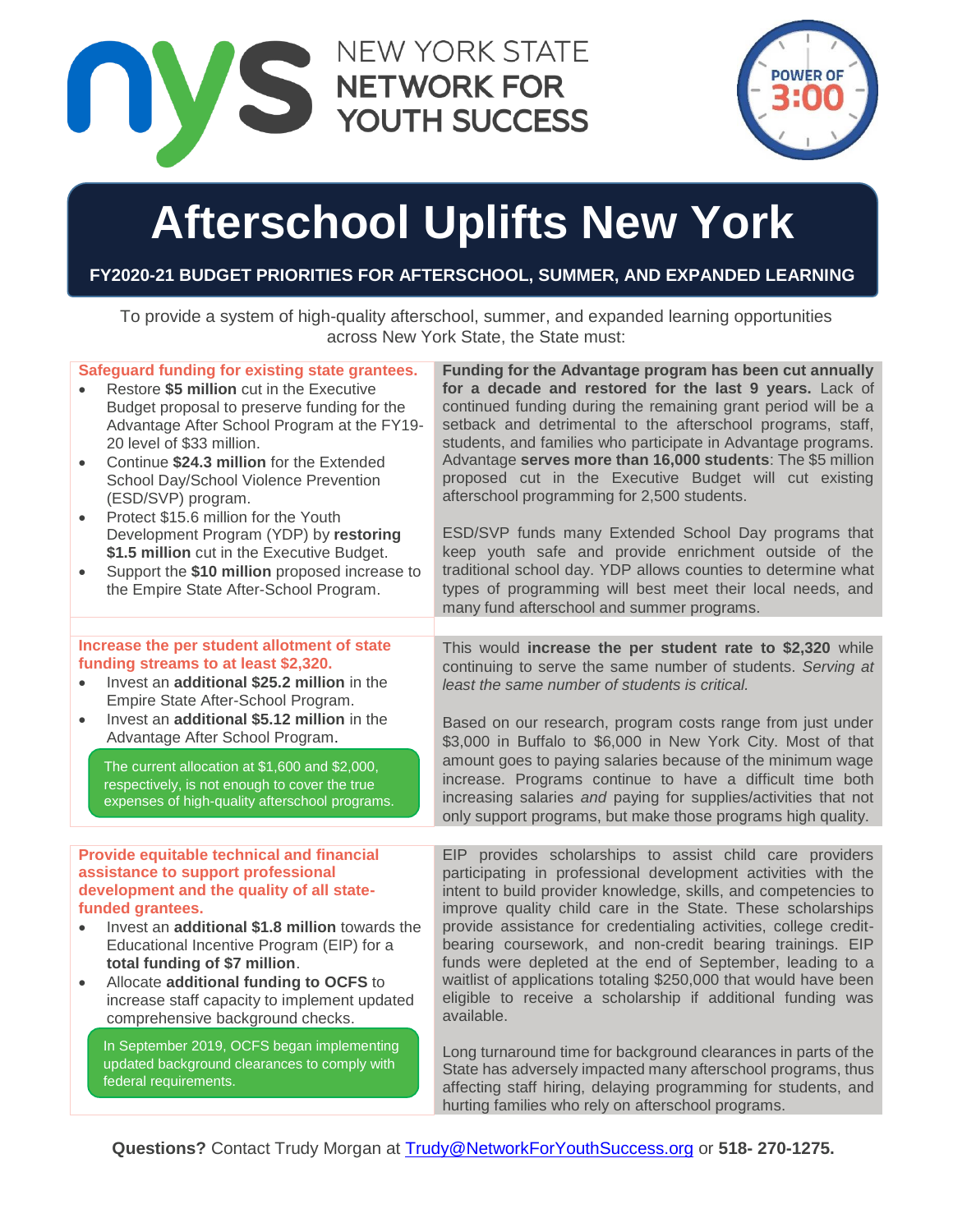NEW YORK STATE NETWORK FOR YOUTH SUCCESS

POWER OF 3:00

# Afterschool Uplifts New York

**FY2020-21 BUDGET PRIORITIES FOR AFTERSCHOOL, SUMMER, AND EXPANDED LEARNING**

To provide a system of high-quality afterschool, summer, and expanded learning opportunities across New York State, the State must:

### Safeguard funding for existing state grantees.

- Restore **$5 million** cut in the Executive Budget proposal to preserve funding for the Advantage After School Program at the FY19-20 level of $33 million.
- Continue **$24.3 million** for the Extended School Day/School Violence Prevention (ESD/SVP) program.
- Protect $15.6 million for the Youth Development Program (YDP) by **restoring $1.5 million** cut in the Executive Budget.
- Support the **$10 million** proposed increase to the Empire State After-School Program.

**Funding for the Advantage program has been cut annually for a decade and restored for the last 9 years.** Lack of continued funding during the remaining grant period will be a setback and detrimental to the afterschool programs, staff, students, and families who participate in Advantage programs. Advantage **serves more than 16,000 students**: The $5 million proposed cut in the Executive Budget will cut existing afterschool programming for 2,500 students.

ESD/SVP funds many Extended School Day programs that keep youth safe and provide enrichment outside of the traditional school day. YDP allows counties to determine what types of programming will best meet their local needs, and many fund afterschool and summer programs.

### Increase the per student allotment of state funding streams to at least $2,320.

- Invest an **additional $25.2 million** in the Empire State After-School Program.
- Invest an **additional $5.12 million** in the Advantage After School Program.

The current allocation at $1,600 and $2,000, respectively, is not enough to cover the true expenses of high-quality afterschool programs.

This would **increase the per student rate to $2,320** while continuing to serve the same number of students. *Serving at least the same number of students is critical.*

Based on our research, program costs range from just under $3,000 in Buffalo to $6,000 in New York City. Most of that amount goes to paying salaries because of the minimum wage increase. Programs continue to have a difficult time both increasing salaries *and* paying for supplies/activities that not only support programs, but make those programs high quality.

### Provide equitable technical and financial assistance to support professional development and the quality of all state-funded grantees.

- Invest an **additional $1.8 million** towards the Educational Incentive Program (EIP) for a **total funding of $7 million**.
- Allocate **additional funding to OCFS** to increase staff capacity to implement updated comprehensive background checks.

In September 2019, OCFS began implementing updated background clearances to comply with federal requirements.

EIP provides scholarships to assist child care providers participating in professional development activities with the intent to build provider knowledge, skills, and competencies to improve quality child care in the State. These scholarships provide assistance for credentialing activities, college credit-bearing coursework, and non-credit bearing trainings. EIP funds were depleted at the end of September, leading to a waitlist of applications totaling $250,000 that would have been eligible to receive a scholarship if additional funding was available.

Long turnaround time for background clearances in parts of the State has adversely impacted many afterschool programs, thus affecting staff hiring, delaying programming for students, and hurting families who rely on afterschool programs.

**Questions?** Contact Trudy Morgan at Trudy@NetworkForYouthSuccess.org or **518- 270-1275.**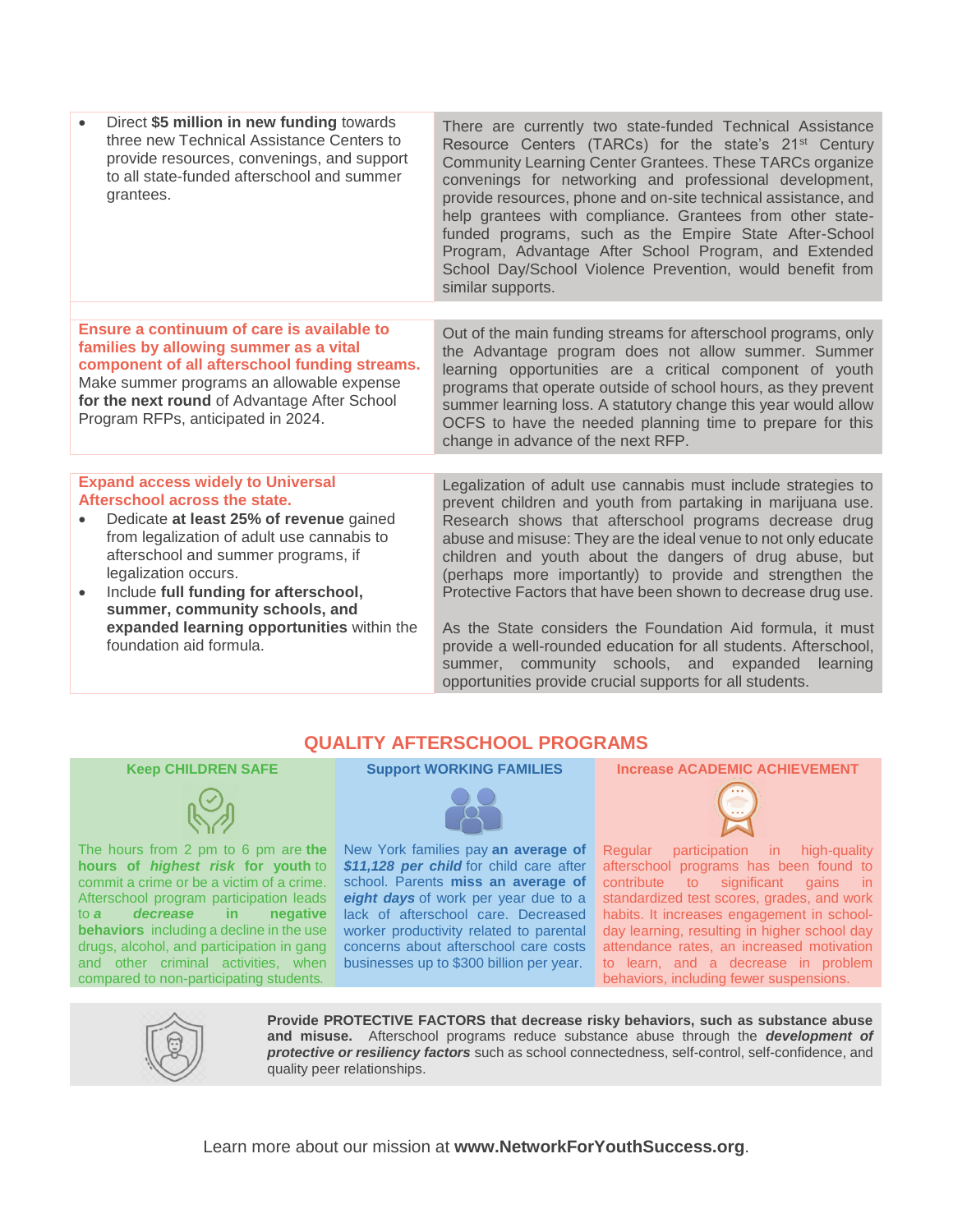| | |
|---|---|
| • Direct **$5 million in new funding** towards three new Technical Assistance Centers to provide resources, convenings, and support to all state-funded afterschool and summer grantees. | There are currently two state-funded Technical Assistance Resource Centers (TARCs) for the state's 21st Century Community Learning Center Grantees. These TARCs organize convenings for networking and professional development, provide resources, phone and on-site technical assistance, and help grantees with compliance. Grantees from other state-funded programs, such as the Empire State After-School Program, Advantage After School Program, and Extended School Day/School Violence Prevention, would benefit from similar supports. |
| **Ensure a continuum of care is available to families by allowing summer as a vital component of all afterschool funding streams.** Make summer programs an allowable expense **for the next round** of Advantage After School Program RFPs, anticipated in 2024. | Out of the main funding streams for afterschool programs, only the Advantage program does not allow summer. Summer learning opportunities are a critical component of youth programs that operate outside of school hours, as they prevent summer learning loss. A statutory change this year would allow OCFS to have the needed planning time to prepare for this change in advance of the next RFP. |
| **Expand access widely to Universal Afterschool across the state.** <br>• Dedicate **at least 25% of revenue** gained from legalization of adult use cannabis to afterschool and summer programs, if legalization occurs. <br>• Include **full funding for afterschool, summer, community schools, and expanded learning opportunities** within the foundation aid formula. | Legalization of adult use cannabis must include strategies to prevent children and youth from partaking in marijuana use. Research shows that afterschool programs decrease drug abuse and misuse: They are the ideal venue to not only educate children and youth about the dangers of drug abuse, but (perhaps more importantly) to provide and strengthen the Protective Factors that have been shown to decrease drug use. <br><br>As the State considers the Foundation Aid formula, it must provide a well-rounded education for all students. Afterschool, summer, community schools, and expanded learning opportunities provide crucial supports for all students. |

## QUALITY AFTERSCHOOL PROGRAMS

### Keep CHILDREN SAFE

The hours from 2 pm to 6 pm are **the hours of *highest risk* for youth** to commit a crime or be a victim of a crime. Afterschool program participation leads to ***a decrease* in negative behaviors** including a decline in the use drugs, alcohol, and participation in gang and other criminal activities, when compared to non-participating students.

### Support WORKING FAMILIES

New York families pay **an average of *$11,128 per child*** for child care after school. Parents **miss an average of *eight days*** of work per year due to a lack of afterschool care. Decreased worker productivity related to parental concerns about afterschool care costs businesses up to $300 billion per year.

### Increase ACADEMIC ACHIEVEMENT

Regular participation in high-quality afterschool programs has been found to contribute to significant gains in standardized test scores, grades, and work habits. It increases engagement in school-day learning, resulting in higher school day attendance rates, an increased motivation to learn, and a decrease in problem behaviors, including fewer suspensions.

**Provide PROTECTIVE FACTORS that decrease risky behaviors, such as substance abuse and misuse.** Afterschool programs reduce substance abuse through the ***development of protective or resiliency factors*** such as school connectedness, self-control, self-confidence, and quality peer relationships.

Learn more about our mission at **www.NetworkForYouthSuccess.org**.